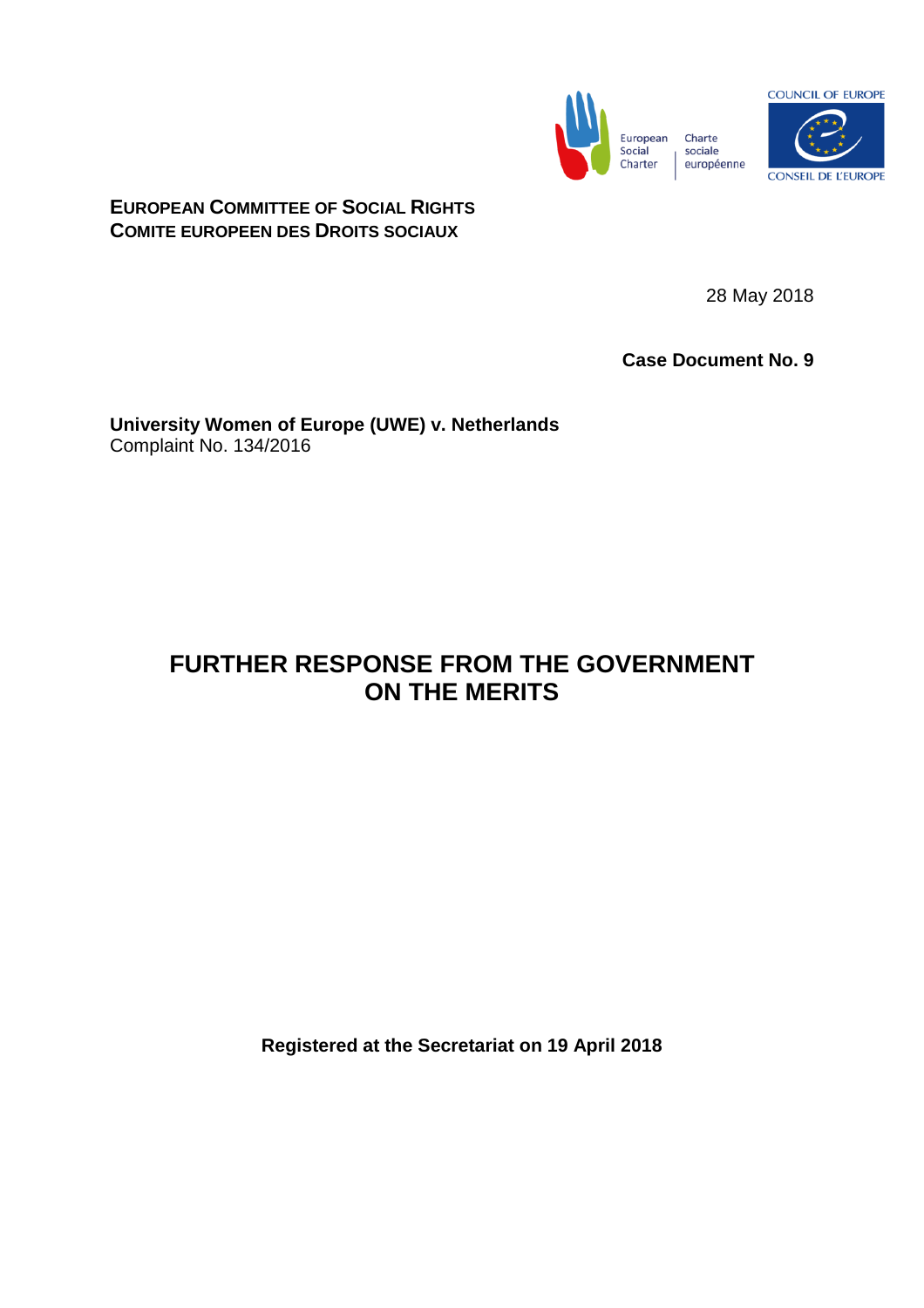**EUROPEAN COMMITTEE OF SOCIAL RIGHTS**
**COMITE EUROPEEN DES DROITS SOCIAUX**

28 May 2018

**Case Document No. 9**

**University Women of Europe (UWE) v. Netherlands**
Complaint No. 134/2016

# FURTHER RESPONSE FROM THE GOVERNMENT ON THE MERITS

**Registered at the Secretariat on 19 April 2018**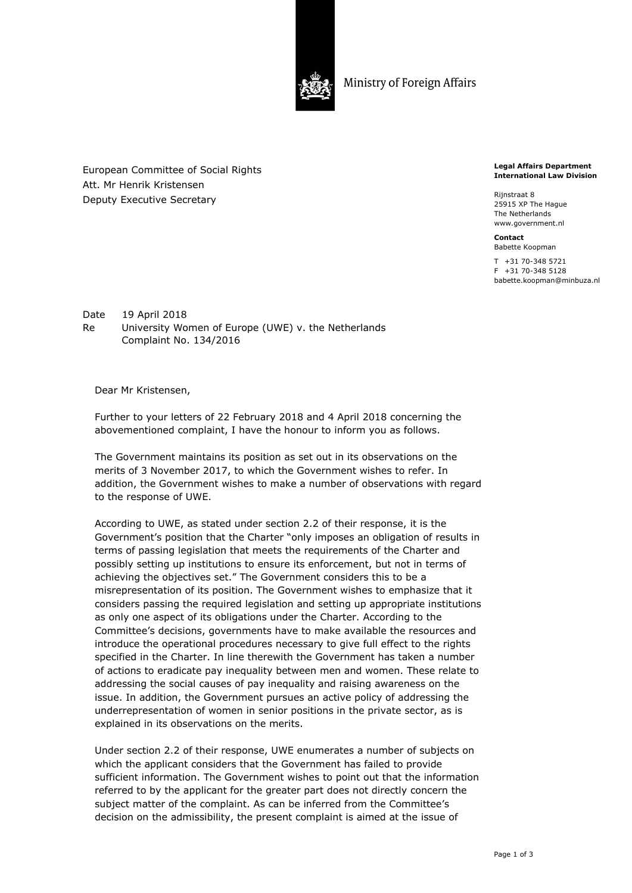Ministry of Foreign Affairs

European Committee of Social Rights
Att. Mr Henrik Kristensen
Deputy Executive Secretary

**Legal Affairs Department**
**International Law Division**

Rijnstraat 8
25915 XP The Hague
The Netherlands
www.government.nl

**Contact**
Babette Koopman

T +31 70-348 5721
F +31 70-348 5128
babette.koopman@minbuza.nl

Date 19 April 2018
Re University Women of Europe (UWE) v. the Netherlands
Complaint No. 134/2016

Dear Mr Kristensen,

Further to your letters of 22 February 2018 and 4 April 2018 concerning the abovementioned complaint, I have the honour to inform you as follows.

The Government maintains its position as set out in its observations on the merits of 3 November 2017, to which the Government wishes to refer. In addition, the Government wishes to make a number of observations with regard to the response of UWE.

According to UWE, as stated under section 2.2 of their response, it is the Government's position that the Charter "only imposes an obligation of results in terms of passing legislation that meets the requirements of the Charter and possibly setting up institutions to ensure its enforcement, but not in terms of achieving the objectives set." The Government considers this to be a misrepresentation of its position. The Government wishes to emphasize that it considers passing the required legislation and setting up appropriate institutions as only one aspect of its obligations under the Charter. According to the Committee's decisions, governments have to make available the resources and introduce the operational procedures necessary to give full effect to the rights specified in the Charter. In line therewith the Government has taken a number of actions to eradicate pay inequality between men and women. These relate to addressing the social causes of pay inequality and raising awareness on the issue. In addition, the Government pursues an active policy of addressing the underrepresentation of women in senior positions in the private sector, as is explained in its observations on the merits.

Under section 2.2 of their response, UWE enumerates a number of subjects on which the applicant considers that the Government has failed to provide sufficient information. The Government wishes to point out that the information referred to by the applicant for the greater part does not directly concern the subject matter of the complaint. As can be inferred from the Committee's decision on the admissibility, the present complaint is aimed at the issue of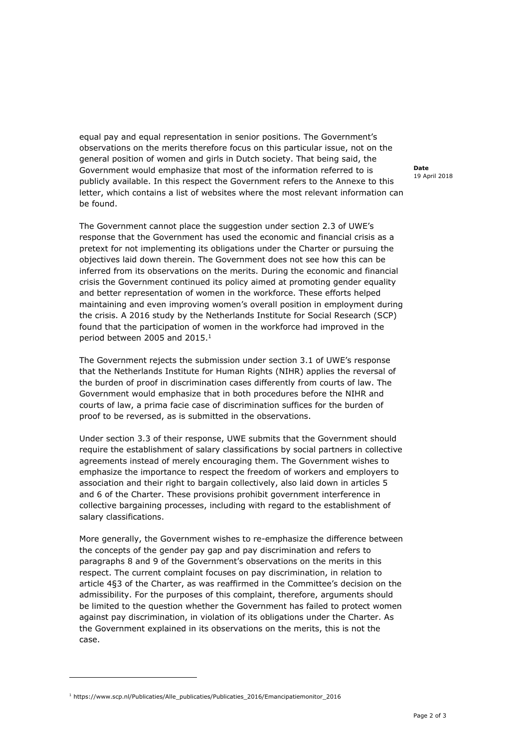equal pay and equal representation in senior positions. The Government's observations on the merits therefore focus on this particular issue, not on the general position of women and girls in Dutch society. That being said, the Government would emphasize that most of the information referred to is publicly available. In this respect the Government refers to the Annexe to this letter, which contains a list of websites where the most relevant information can be found.

The Government cannot place the suggestion under section 2.3 of UWE's response that the Government has used the economic and financial crisis as a pretext for not implementing its obligations under the Charter or pursuing the objectives laid down therein. The Government does not see how this can be inferred from its observations on the merits. During the economic and financial crisis the Government continued its policy aimed at promoting gender equality and better representation of women in the workforce. These efforts helped maintaining and even improving women's overall position in employment during the crisis. A 2016 study by the Netherlands Institute for Social Research (SCP) found that the participation of women in the workforce had improved in the period between 2005 and 2015.[1]

The Government rejects the submission under section 3.1 of UWE's response that the Netherlands Institute for Human Rights (NIHR) applies the reversal of the burden of proof in discrimination cases differently from courts of law. The Government would emphasize that in both procedures before the NIHR and courts of law, a prima facie case of discrimination suffices for the burden of proof to be reversed, as is submitted in the observations.

Under section 3.3 of their response, UWE submits that the Government should require the establishment of salary classifications by social partners in collective agreements instead of merely encouraging them. The Government wishes to emphasize the importance to respect the freedom of workers and employers to association and their right to bargain collectively, also laid down in articles 5 and 6 of the Charter. These provisions prohibit government interference in collective bargaining processes, including with regard to the establishment of salary classifications.

More generally, the Government wishes to re-emphasize the difference between the concepts of the gender pay gap and pay discrimination and refers to paragraphs 8 and 9 of the Government's observations on the merits in this respect. The current complaint focuses on pay discrimination, in relation to article 4§3 of the Charter, as was reaffirmed in the Committee's decision on the admissibility. For the purposes of this complaint, therefore, arguments should be limited to the question whether the Government has failed to protect women against pay discrimination, in violation of its obligations under the Charter. As the Government explained in its observations on the merits, this is not the case.

[1] https://www.scp.nl/Publicaties/Alle_publicaties/Publicaties_2016/Emancipatiemonitor_2016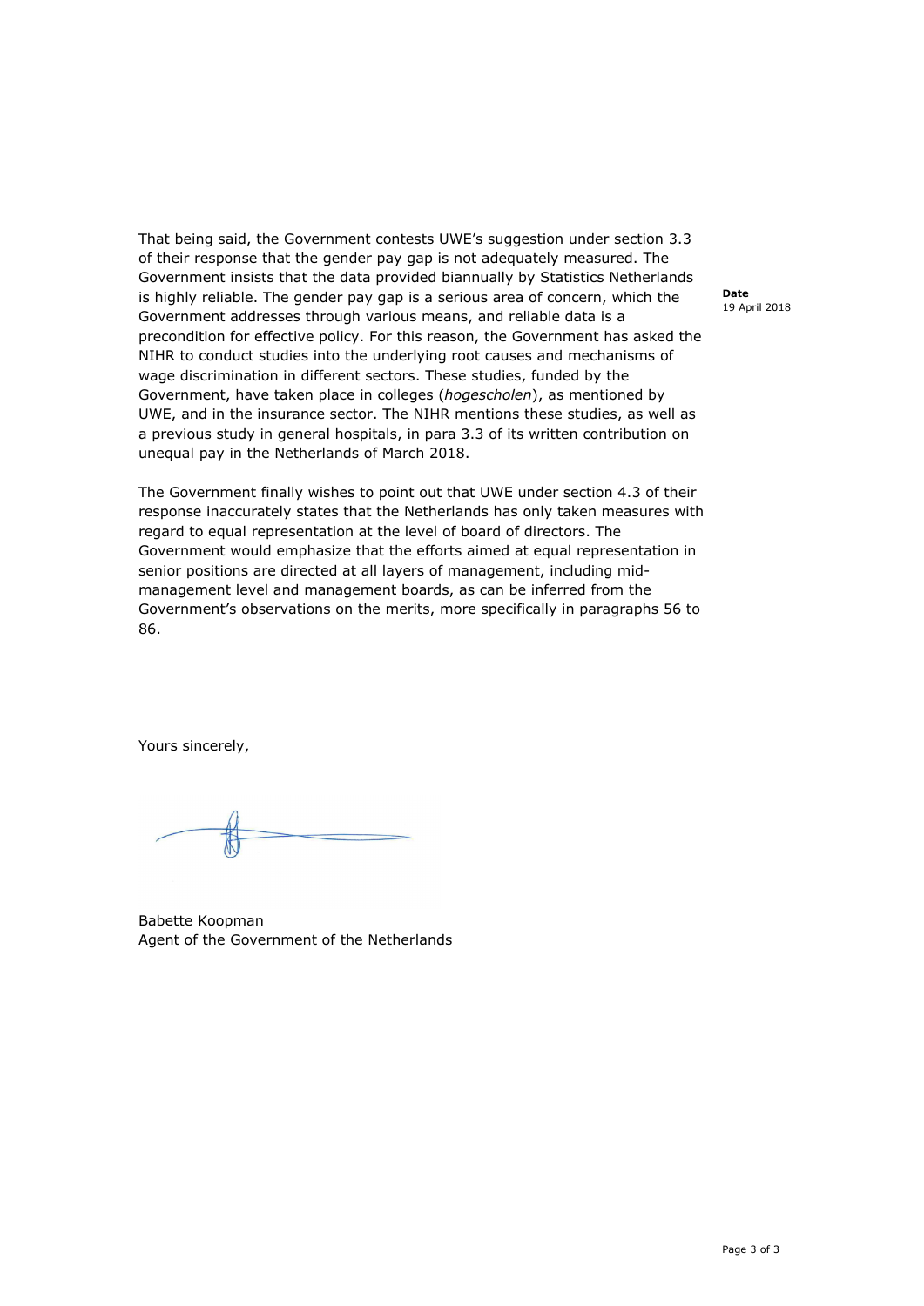**Date**
19 April 2018

That being said, the Government contests UWE's suggestion under section 3.3 of their response that the gender pay gap is not adequately measured. The Government insists that the data provided biannually by Statistics Netherlands is highly reliable. The gender pay gap is a serious area of concern, which the Government addresses through various means, and reliable data is a precondition for effective policy. For this reason, the Government has asked the NIHR to conduct studies into the underlying root causes and mechanisms of wage discrimination in different sectors. These studies, funded by the Government, have taken place in colleges (*hogescholen*), as mentioned by UWE, and in the insurance sector. The NIHR mentions these studies, as well as a previous study in general hospitals, in para 3.3 of its written contribution on unequal pay in the Netherlands of March 2018.

The Government finally wishes to point out that UWE under section 4.3 of their response inaccurately states that the Netherlands has only taken measures with regard to equal representation at the level of board of directors. The Government would emphasize that the efforts aimed at equal representation in senior positions are directed at all layers of management, including mid-management level and management boards, as can be inferred from the Government's observations on the merits, more specifically in paragraphs 56 to 86.

Yours sincerely,

Babette Koopman
Agent of the Government of the Netherlands